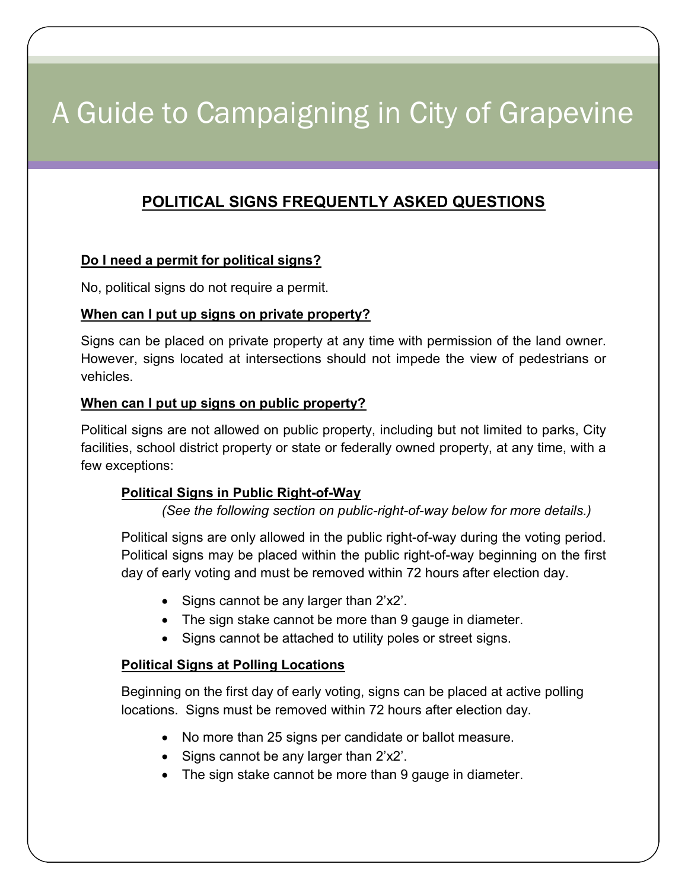# A Guide to Campaigning in City of Grapevine

## POLITICAL SIGNS FREQUENTLY ASKED QUESTIONS

**Do I need a permit for political signs?**

No, political signs do not require a permit.

**When can I put up signs on private property?**

Signs can be placed on private property at any time with permission of the land owner. However, signs located at intersections should not impede the view of pedestrians or vehicles.

**When can I put up signs on public property?**

Political signs are not allowed on public property, including but not limited to parks, City facilities, school district property or state or federally owned property, at any time, with a few exceptions:

**Political Signs in Public Right-of-Way**

*(See the following section on public-right-of-way below for more details.)*

Political signs are only allowed in the public right-of-way during the voting period. Political signs may be placed within the public right-of-way beginning on the first day of early voting and must be removed within 72 hours after election day.

- Signs cannot be any larger than 2'x2'.
- The sign stake cannot be more than 9 gauge in diameter.
- Signs cannot be attached to utility poles or street signs.

**Political Signs at Polling Locations**

Beginning on the first day of early voting, signs can be placed at active polling locations. Signs must be removed within 72 hours after election day.

- No more than 25 signs per candidate or ballot measure.
- Signs cannot be any larger than 2'x2'.
- The sign stake cannot be more than 9 gauge in diameter.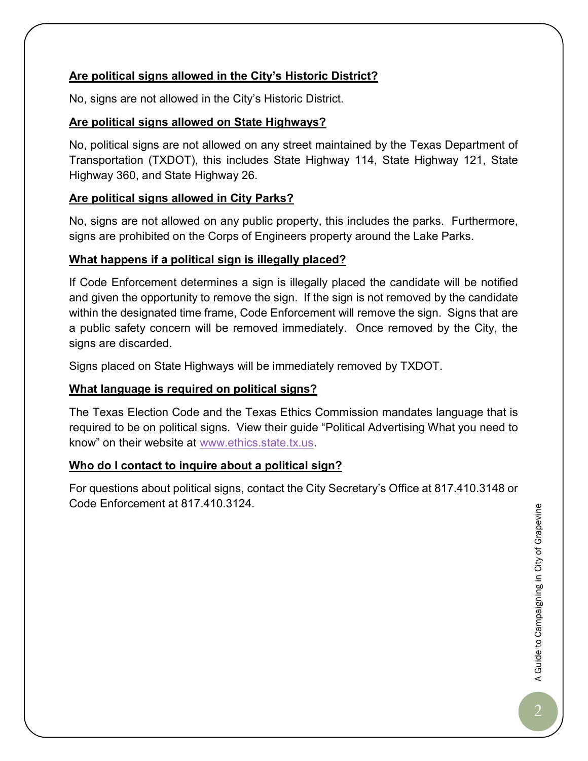**Are political signs allowed in the City's Historic District?**

No, signs are not allowed in the City's Historic District.

**Are political signs allowed on State Highways?**

No, political signs are not allowed on any street maintained by the Texas Department of Transportation (TXDOT), this includes State Highway 114, State Highway 121, State Highway 360, and State Highway 26.

**Are political signs allowed in City Parks?**

No, signs are not allowed on any public property, this includes the parks. Furthermore, signs are prohibited on the Corps of Engineers property around the Lake Parks.

**What happens if a political sign is illegally placed?**

If Code Enforcement determines a sign is illegally placed the candidate will be notified and given the opportunity to remove the sign. If the sign is not removed by the candidate within the designated time frame, Code Enforcement will remove the sign. Signs that are a public safety concern will be removed immediately. Once removed by the City, the signs are discarded.

Signs placed on State Highways will be immediately removed by TXDOT.

**What language is required on political signs?**

The Texas Election Code and the Texas Ethics Commission mandates language that is required to be on political signs. View their guide "Political Advertising What you need to know" on their website at www.ethics.state.tx.us.

**Who do I contact to inquire about a political sign?**

For questions about political signs, contact the City Secretary's Office at 817.410.3148 or Code Enforcement at 817.410.3124.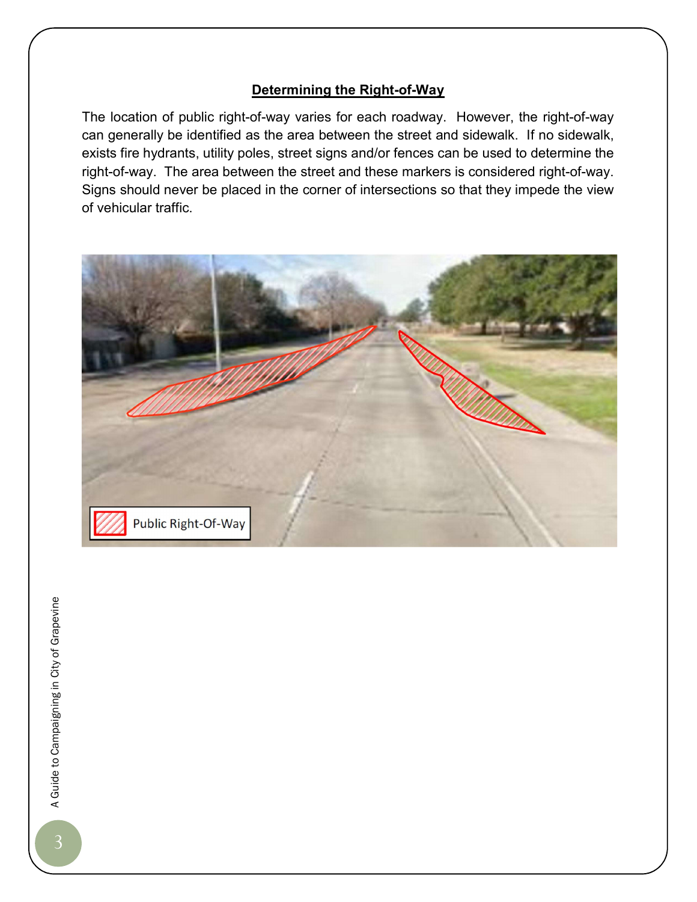## Determining the Right-of-Way

The location of public right-of-way varies for each roadway. However, the right-of-way can generally be identified as the area between the street and sidewalk. If no sidewalk, exists fire hydrants, utility poles, street signs and/or fences can be used to determine the right-of-way. The area between the street and these markers is considered right-of-way. Signs should never be placed in the corner of intersections so that they impede the view of vehicular traffic.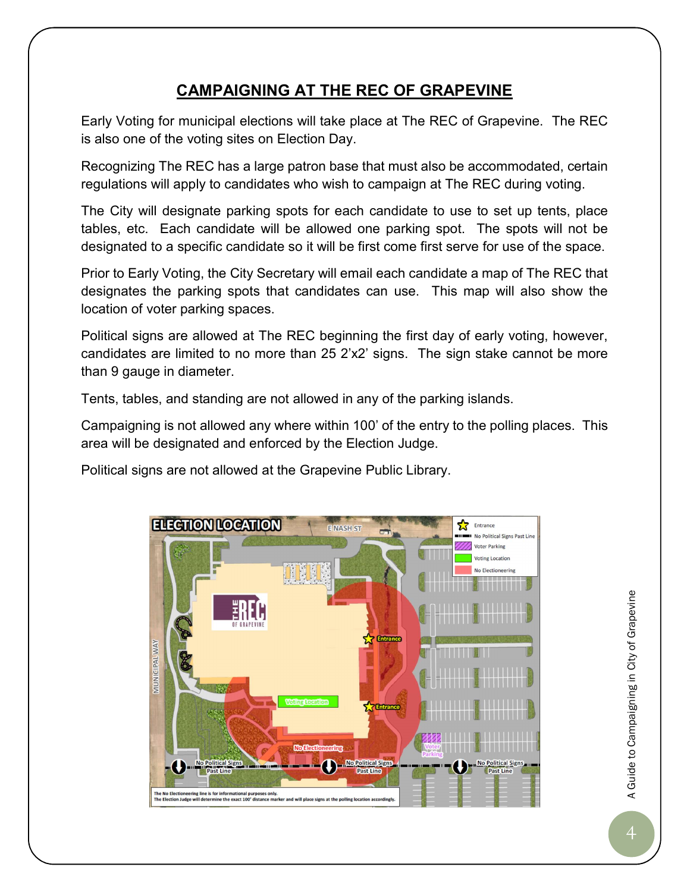# CAMPAIGNING AT THE REC OF GRAPEVINE

Early Voting for municipal elections will take place at The REC of Grapevine. The REC is also one of the voting sites on Election Day.

Recognizing The REC has a large patron base that must also be accommodated, certain regulations will apply to candidates who wish to campaign at The REC during voting.

The City will designate parking spots for each candidate to use to set up tents, place tables, etc. Each candidate will be allowed one parking spot. The spots will not be designated to a specific candidate so it will be first come first serve for use of the space.

Prior to Early Voting, the City Secretary will email each candidate a map of The REC that designates the parking spots that candidates can use. This map will also show the location of voter parking spaces.

Political signs are allowed at The REC beginning the first day of early voting, however, candidates are limited to no more than 25 2'x2' signs. The sign stake cannot be more than 9 gauge in diameter.

Tents, tables, and standing are not allowed in any of the parking islands.

Campaigning is not allowed any where within 100' of the entry to the polling places. This area will be designated and enforced by the Election Judge.

Political signs are not allowed at the Grapevine Public Library.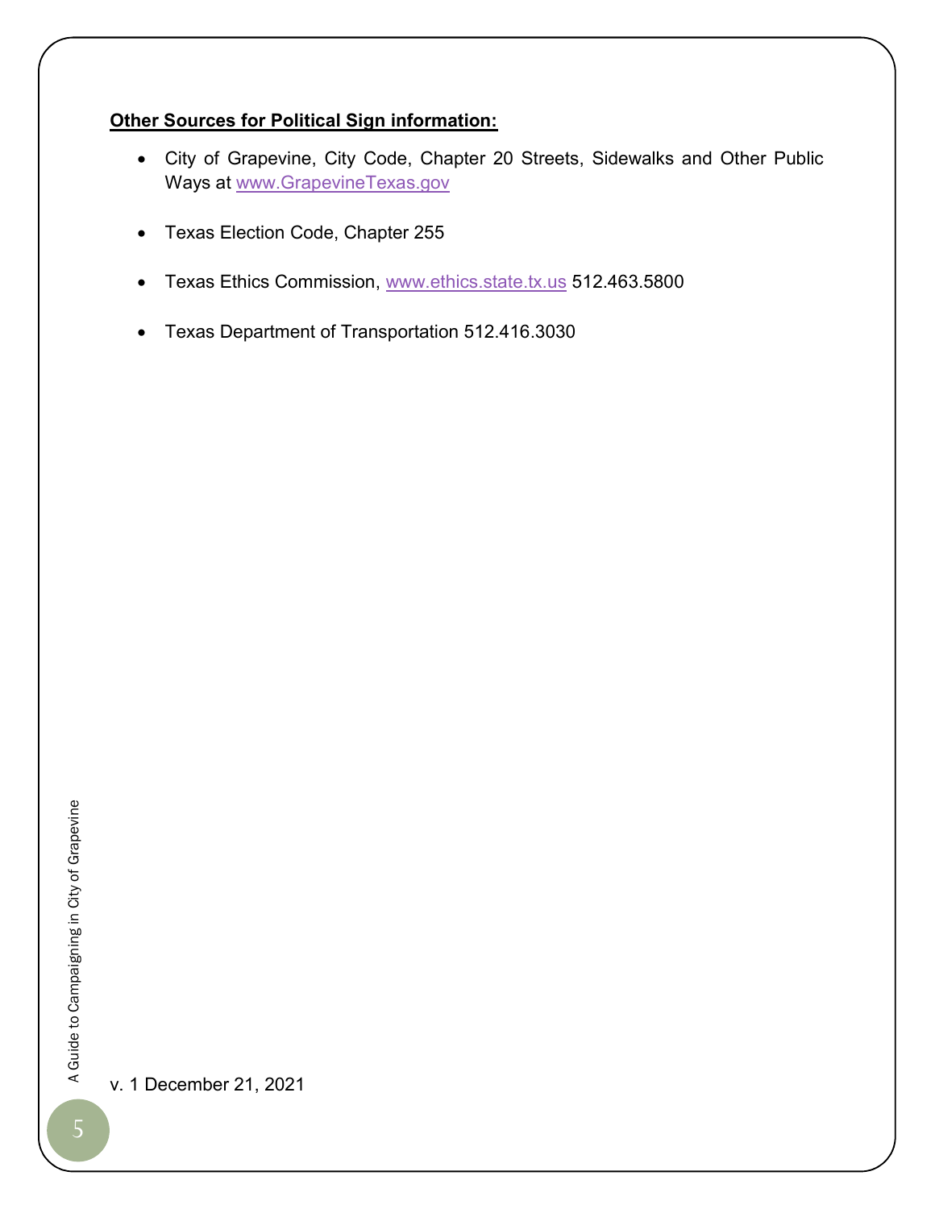**Other Sources for Political Sign information:**

- City of Grapevine, City Code, Chapter 20 Streets, Sidewalks and Other Public Ways at www.GrapevineTexas.gov
- Texas Election Code, Chapter 255
- Texas Ethics Commission, www.ethics.state.tx.us 512.463.5800
- Texas Department of Transportation 512.416.3030

v. 1 December 21, 2021